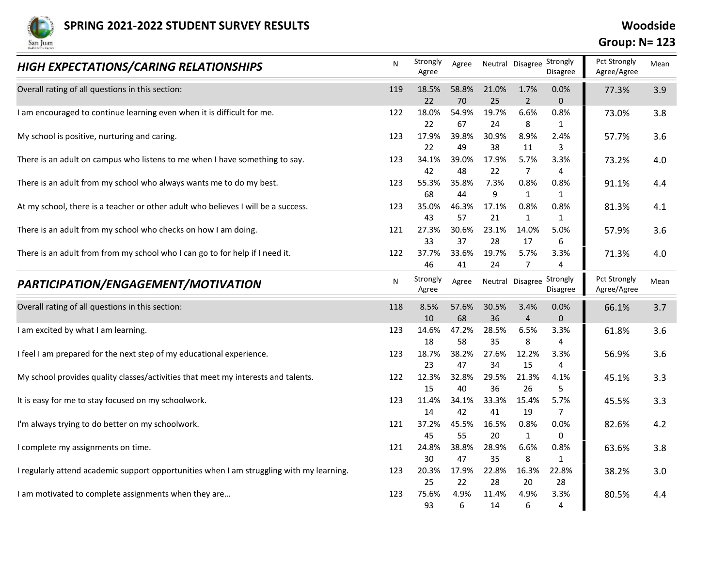# SPRING 2021-2022 STUDENT SURVEY RESULTS

**Woodside**

**Group: N= 123**

## HIGH EXPECTATIONS/CARING RELATIONSHIPS

| HIGH EXPECTATIONS/CARING RELATIONSHIPS | N | Strongly Agree | Agree | Neutral | Disagree | Strongly Disagree | Pct Strongly Agree/Agree | Mean |
|---|---|---|---|---|---|---|---|---|
| Overall rating of all questions in this section: | 119 | 18.5%<br>22 | 58.8%<br>70 | 21.0%<br>25 | 1.7%<br>2 | 0.0%<br>0 | 77.3% | 3.9 |
| I am encouraged to continue learning even when it is difficult for me. | 122 | 18.0%<br>22 | 54.9%<br>67 | 19.7%<br>24 | 6.6%<br>8 | 0.8%<br>1 | 73.0% | 3.8 |
| My school is positive, nurturing and caring. | 123 | 17.9%<br>22 | 39.8%<br>49 | 30.9%<br>38 | 8.9%<br>11 | 2.4%<br>3 | 57.7% | 3.6 |
| There is an adult on campus who listens to me when I have something to say. | 123 | 34.1%<br>42 | 39.0%<br>48 | 17.9%<br>22 | 5.7%<br>7 | 3.3%<br>4 | 73.2% | 4.0 |
| There is an adult from my school who always wants me to do my best. | 123 | 55.3%<br>68 | 35.8%<br>44 | 7.3%<br>9 | 0.8%<br>1 | 0.8%<br>1 | 91.1% | 4.4 |
| At my school, there is a teacher or other adult who believes I will be a success. | 123 | 35.0%<br>43 | 46.3%<br>57 | 17.1%<br>21 | 0.8%<br>1 | 0.8%<br>1 | 81.3% | 4.1 |
| There is an adult from my school who checks on how I am doing. | 121 | 27.3%<br>33 | 30.6%<br>37 | 23.1%<br>28 | 14.0%<br>17 | 5.0%<br>6 | 57.9% | 3.6 |
| There is an adult from from my school who I can go to for help if I need it. | 122 | 37.7%<br>46 | 33.6%<br>41 | 19.7%<br>24 | 5.7%<br>7 | 3.3%<br>4 | 71.3% | 4.0 |

## PARTICIPATION/ENGAGEMENT/MOTIVATION

| PARTICIPATION/ENGAGEMENT/MOTIVATION | N | Strongly Agree | Agree | Neutral | Disagree | Strongly Disagree | Pct Strongly Agree/Agree | Mean |
|---|---|---|---|---|---|---|---|---|
| Overall rating of all questions in this section: | 118 | 8.5%<br>10 | 57.6%<br>68 | 30.5%<br>36 | 3.4%<br>4 | 0.0%<br>0 | 66.1% | 3.7 |
| I am excited by what I am learning. | 123 | 14.6%<br>18 | 47.2%<br>58 | 28.5%<br>35 | 6.5%<br>8 | 3.3%<br>4 | 61.8% | 3.6 |
| I feel I am prepared for the next step of my educational experience. | 123 | 18.7%<br>23 | 38.2%<br>47 | 27.6%<br>34 | 12.2%<br>15 | 3.3%<br>4 | 56.9% | 3.6 |
| My school provides quality classes/activities that meet my interests and talents. | 122 | 12.3%<br>15 | 32.8%<br>40 | 29.5%<br>36 | 21.3%<br>26 | 4.1%<br>5 | 45.1% | 3.3 |
| It is easy for me to stay focused on my schoolwork. | 123 | 11.4%<br>14 | 34.1%<br>42 | 33.3%<br>41 | 15.4%<br>19 | 5.7%<br>7 | 45.5% | 3.3 |
| I'm always trying to do better on my schoolwork. | 121 | 37.2%<br>45 | 45.5%<br>55 | 16.5%<br>20 | 0.8%<br>1 | 0.0%<br>0 | 82.6% | 4.2 |
| I complete my assignments on time. | 121 | 24.8%<br>30 | 38.8%<br>47 | 28.9%<br>35 | 6.6%<br>8 | 0.8%<br>1 | 63.6% | 3.8 |
| I regularly attend academic support opportunities when I am struggling with my learning. | 123 | 20.3%<br>25 | 17.9%<br>22 | 22.8%<br>28 | 16.3%<br>20 | 22.8%<br>28 | 38.2% | 3.0 |
| I am motivated to complete assignments when they are… | 123 | 75.6%<br>93 | 4.9%<br>6 | 11.4%<br>14 | 4.9%<br>6 | 3.3%<br>4 | 80.5% | 4.4 |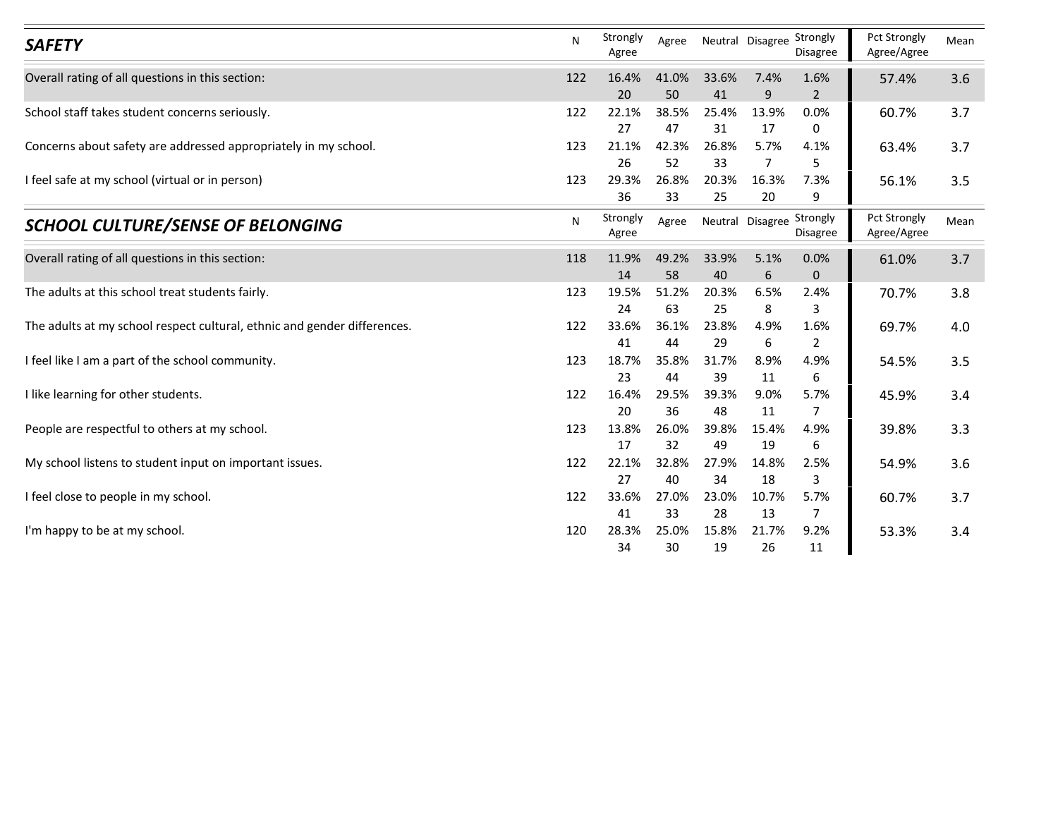## SAFETY

| SAFETY | N | Strongly Agree | Agree | Neutral | Disagree | Strongly Disagree | Pct Strongly Agree/Agree | Mean |
|---|---|---|---|---|---|---|---|---|
| Overall rating of all questions in this section: | 122 | 16.4% 20 | 41.0% 50 | 33.6% 41 | 7.4% 9 | 1.6% 2 | 57.4% | 3.6 |
| School staff takes student concerns seriously. | 122 | 22.1% 27 | 38.5% 47 | 25.4% 31 | 13.9% 17 | 0.0% 0 | 60.7% | 3.7 |
| Concerns about safety are addressed appropriately in my school. | 123 | 21.1% 26 | 42.3% 52 | 26.8% 33 | 5.7% 7 | 4.1% 5 | 63.4% | 3.7 |
| I feel safe at my school (virtual or in person) | 123 | 29.3% 36 | 26.8% 33 | 20.3% 25 | 16.3% 20 | 7.3% 9 | 56.1% | 3.5 |

## SCHOOL CULTURE/SENSE OF BELONGING

| SCHOOL CULTURE/SENSE OF BELONGING | N | Strongly Agree | Agree | Neutral | Disagree | Strongly Disagree | Pct Strongly Agree/Agree | Mean |
|---|---|---|---|---|---|---|---|---|
| Overall rating of all questions in this section: | 118 | 11.9% 14 | 49.2% 58 | 33.9% 40 | 5.1% 6 | 0.0% 0 | 61.0% | 3.7 |
| The adults at this school treat students fairly. | 123 | 19.5% 24 | 51.2% 63 | 20.3% 25 | 6.5% 8 | 2.4% 3 | 70.7% | 3.8 |
| The adults at my school respect cultural, ethnic and gender differences. | 122 | 33.6% 41 | 36.1% 44 | 23.8% 29 | 4.9% 6 | 1.6% 2 | 69.7% | 4.0 |
| I feel like I am a part of the school community. | 123 | 18.7% 23 | 35.8% 44 | 31.7% 39 | 8.9% 11 | 4.9% 6 | 54.5% | 3.5 |
| I like learning for other students. | 122 | 16.4% 20 | 29.5% 36 | 39.3% 48 | 9.0% 11 | 5.7% 7 | 45.9% | 3.4 |
| People are respectful to others at my school. | 123 | 13.8% 17 | 26.0% 32 | 39.8% 49 | 15.4% 19 | 4.9% 6 | 39.8% | 3.3 |
| My school listens to student input on important issues. | 122 | 22.1% 27 | 32.8% 40 | 27.9% 34 | 14.8% 18 | 2.5% 3 | 54.9% | 3.6 |
| I feel close to people in my school. | 122 | 33.6% 41 | 27.0% 33 | 23.0% 28 | 10.7% 13 | 5.7% 7 | 60.7% | 3.7 |
| I'm happy to be at my school. | 120 | 28.3% 34 | 25.0% 30 | 15.8% 19 | 21.7% 26 | 9.2% 11 | 53.3% | 3.4 |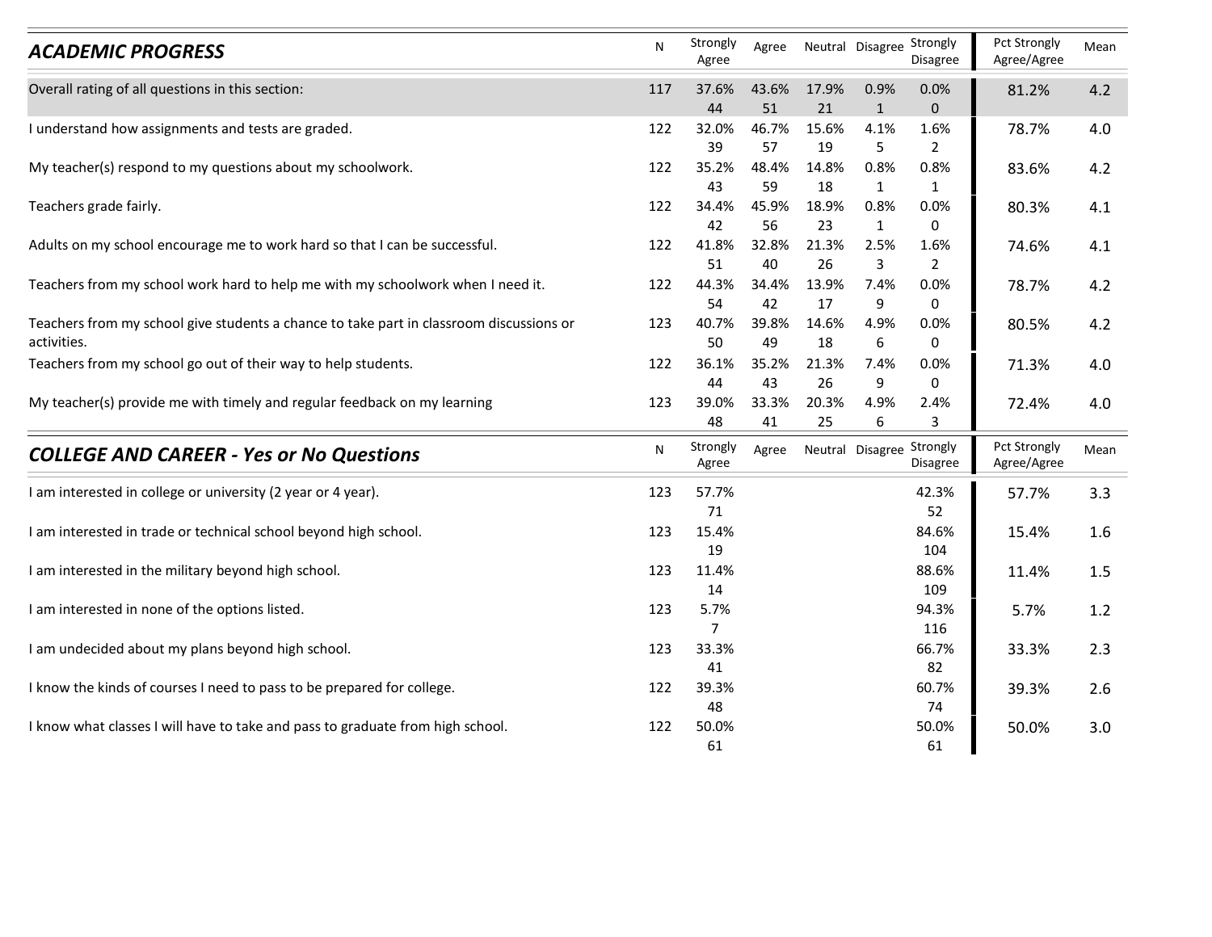| ***ACADEMIC PROGRESS*** | N | Strongly Agree | Agree | Neutral | Disagree | Strongly Disagree | Pct Strongly Agree/Agree | Mean |
|---|---|---|---|---|---|---|---|---|
| Overall rating of all questions in this section: | 117 | 37.6% 44 | 43.6% 51 | 17.9% 21 | 0.9% 1 | 0.0% 0 | 81.2% | 4.2 |
| I understand how assignments and tests are graded. | 122 | 32.0% 39 | 46.7% 57 | 15.6% 19 | 4.1% 5 | 1.6% 2 | 78.7% | 4.0 |
| My teacher(s) respond to my questions about my schoolwork. | 122 | 35.2% 43 | 48.4% 59 | 14.8% 18 | 0.8% 1 | 0.8% 1 | 83.6% | 4.2 |
| Teachers grade fairly. | 122 | 34.4% 42 | 45.9% 56 | 18.9% 23 | 0.8% 1 | 0.0% 0 | 80.3% | 4.1 |
| Adults on my school encourage me to work hard so that I can be successful. | 122 | 41.8% 51 | 32.8% 40 | 21.3% 26 | 2.5% 3 | 1.6% 2 | 74.6% | 4.1 |
| Teachers from my school work hard to help me with my schoolwork when I need it. | 122 | 44.3% 54 | 34.4% 42 | 13.9% 17 | 7.4% 9 | 0.0% 0 | 78.7% | 4.2 |
| Teachers from my school give students a chance to take part in classroom discussions or activities. | 123 | 40.7% 50 | 39.8% 49 | 14.6% 18 | 4.9% 6 | 0.0% 0 | 80.5% | 4.2 |
| Teachers from my school go out of their way to help students. | 122 | 36.1% 44 | 35.2% 43 | 21.3% 26 | 7.4% 9 | 0.0% 0 | 71.3% | 4.0 |
| My teacher(s) provide me with timely and regular feedback on my learning | 123 | 39.0% 48 | 33.3% 41 | 20.3% 25 | 4.9% 6 | 2.4% 3 | 72.4% | 4.0 |

| ***COLLEGE AND CAREER - Yes or No Questions*** | N | Strongly Agree | Agree | Neutral | Disagree | Strongly Disagree | Pct Strongly Agree/Agree | Mean |
|---|---|---|---|---|---|---|---|---|
| I am interested in college or university (2 year or 4 year). | 123 | 57.7% 71 | | | | 42.3% 52 | 57.7% | 3.3 |
| I am interested in trade or technical school beyond high school. | 123 | 15.4% 19 | | | | 84.6% 104 | 15.4% | 1.6 |
| I am interested in the military beyond high school. | 123 | 11.4% 14 | | | | 88.6% 109 | 11.4% | 1.5 |
| I am interested in none of the options listed. | 123 | 5.7% 7 | | | | 94.3% 116 | 5.7% | 1.2 |
| I am undecided about my plans beyond high school. | 123 | 33.3% 41 | | | | 66.7% 82 | 33.3% | 2.3 |
| I know the kinds of courses I need to pass to be prepared for college. | 122 | 39.3% 48 | | | | 60.7% 74 | 39.3% | 2.6 |
| I know what classes I will have to take and pass to graduate from high school. | 122 | 50.0% 61 | | | | 50.0% 61 | 50.0% | 3.0 |